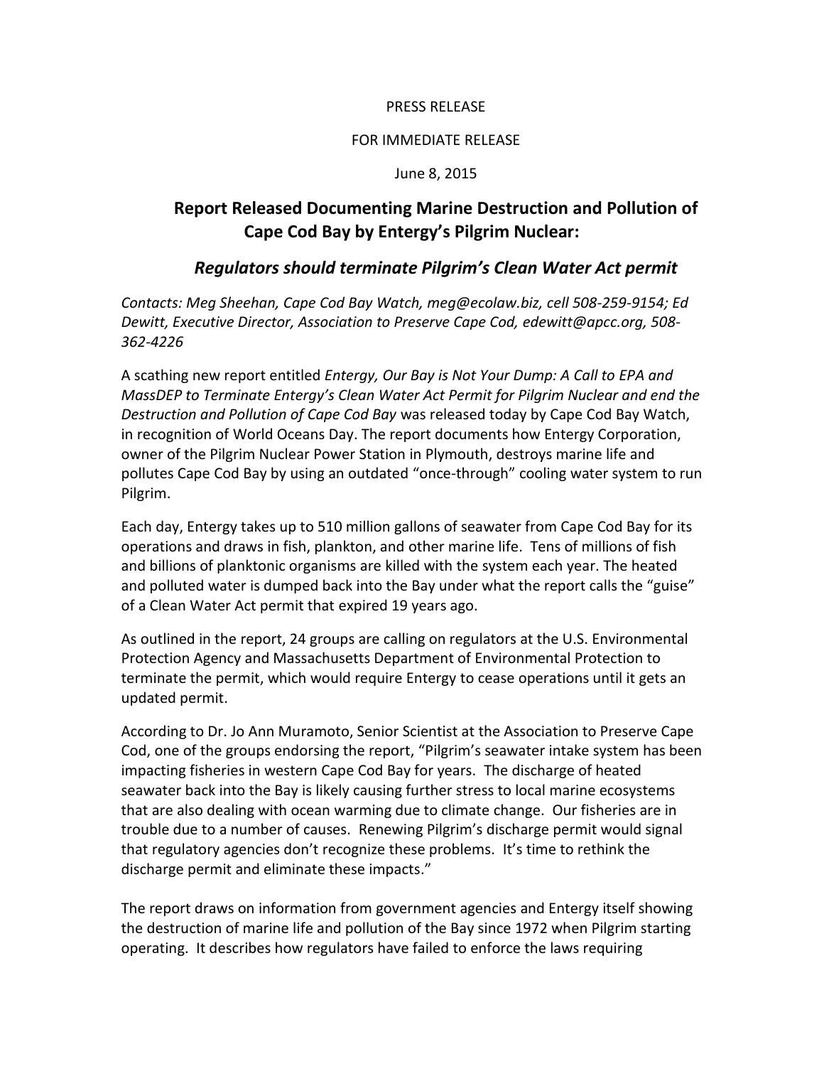PRESS RELEASE

FOR IMMEDIATE RELEASE

June 8, 2015

# Report Released Documenting Marine Destruction and Pollution of Cape Cod Bay by Entergy's Pilgrim Nuclear:

## *Regulators should terminate Pilgrim's Clean Water Act permit*

*Contacts: Meg Sheehan, Cape Cod Bay Watch, meg@ecolaw.biz, cell 508-259-9154; Ed Dewitt, Executive Director, Association to Preserve Cape Cod, edewitt@apcc.org, 508-362-4226*

A scathing new report entitled *Entergy, Our Bay is Not Your Dump: A Call to EPA and MassDEP to Terminate Entergy's Clean Water Act Permit for Pilgrim Nuclear and end the Destruction and Pollution of Cape Cod Bay* was released today by Cape Cod Bay Watch, in recognition of World Oceans Day. The report documents how Entergy Corporation, owner of the Pilgrim Nuclear Power Station in Plymouth, destroys marine life and pollutes Cape Cod Bay by using an outdated "once-through" cooling water system to run Pilgrim.

Each day, Entergy takes up to 510 million gallons of seawater from Cape Cod Bay for its operations and draws in fish, plankton, and other marine life. Tens of millions of fish and billions of planktonic organisms are killed with the system each year. The heated and polluted water is dumped back into the Bay under what the report calls the "guise" of a Clean Water Act permit that expired 19 years ago.

As outlined in the report, 24 groups are calling on regulators at the U.S. Environmental Protection Agency and Massachusetts Department of Environmental Protection to terminate the permit, which would require Entergy to cease operations until it gets an updated permit.

According to Dr. Jo Ann Muramoto, Senior Scientist at the Association to Preserve Cape Cod, one of the groups endorsing the report, "Pilgrim's seawater intake system has been impacting fisheries in western Cape Cod Bay for years. The discharge of heated seawater back into the Bay is likely causing further stress to local marine ecosystems that are also dealing with ocean warming due to climate change. Our fisheries are in trouble due to a number of causes. Renewing Pilgrim's discharge permit would signal that regulatory agencies don't recognize these problems. It's time to rethink the discharge permit and eliminate these impacts."

The report draws on information from government agencies and Entergy itself showing the destruction of marine life and pollution of the Bay since 1972 when Pilgrim starting operating. It describes how regulators have failed to enforce the laws requiring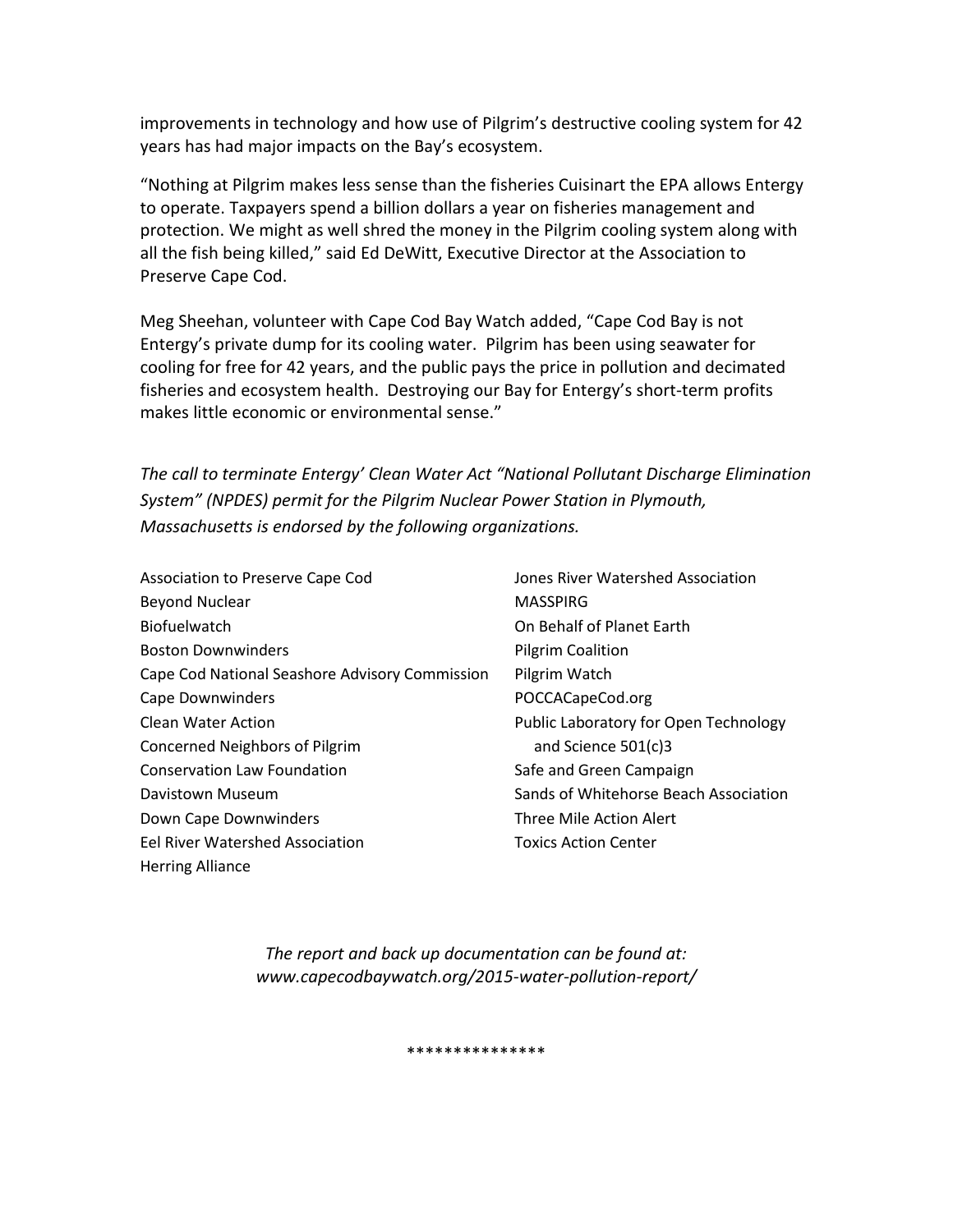improvements in technology and how use of Pilgrim's destructive cooling system for 42 years has had major impacts on the Bay's ecosystem.

"Nothing at Pilgrim makes less sense than the fisheries Cuisinart the EPA allows Entergy to operate. Taxpayers spend a billion dollars a year on fisheries management and protection. We might as well shred the money in the Pilgrim cooling system along with all the fish being killed," said Ed DeWitt, Executive Director at the Association to Preserve Cape Cod.

Meg Sheehan, volunteer with Cape Cod Bay Watch added, "Cape Cod Bay is not Entergy's private dump for its cooling water. Pilgrim has been using seawater for cooling for free for 42 years, and the public pays the price in pollution and decimated fisheries and ecosystem health. Destroying our Bay for Entergy's short-term profits makes little economic or environmental sense."

*The call to terminate Entergy' Clean Water Act "National Pollutant Discharge Elimination System" (NPDES) permit for the Pilgrim Nuclear Power Station in Plymouth, Massachusetts is endorsed by the following organizations.*

Association to Preserve Cape Cod
Beyond Nuclear
Biofuelwatch
Boston Downwinders
Cape Cod National Seashore Advisory Commission
Cape Downwinders
Clean Water Action
Concerned Neighbors of Pilgrim
Conservation Law Foundation
Davistown Museum
Down Cape Downwinders
Eel River Watershed Association
Herring Alliance
Jones River Watershed Association
MASSPIRG
On Behalf of Planet Earth
Pilgrim Coalition
Pilgrim Watch
POCCACapeCod.org
Public Laboratory for Open Technology and Science 501(c)3
Safe and Green Campaign
Sands of Whitehorse Beach Association
Three Mile Action Alert
Toxics Action Center

*The report and back up documentation can be found at: www.capecodbaywatch.org/2015-water-pollution-report/*

***************